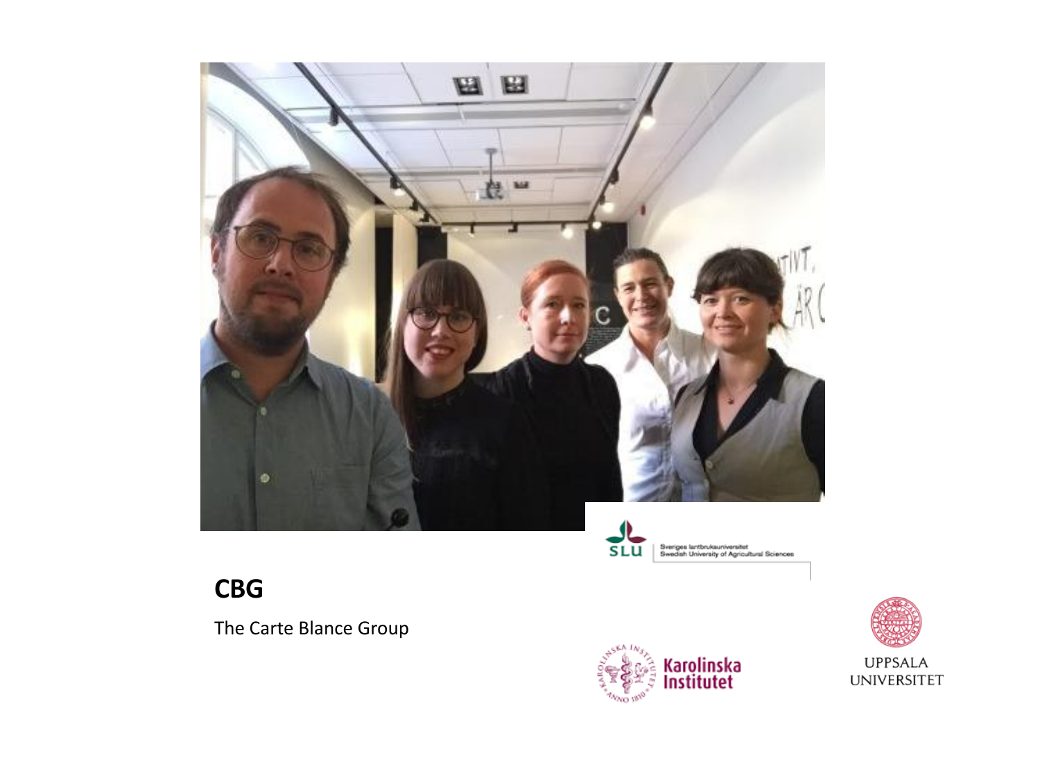Sveriges lantbruksuniversitet
Swedish University of Agricultural Sciences

# CBG

The Carte Blanche Group

Karolinska Institutet

UPPSALA UNIVERSITET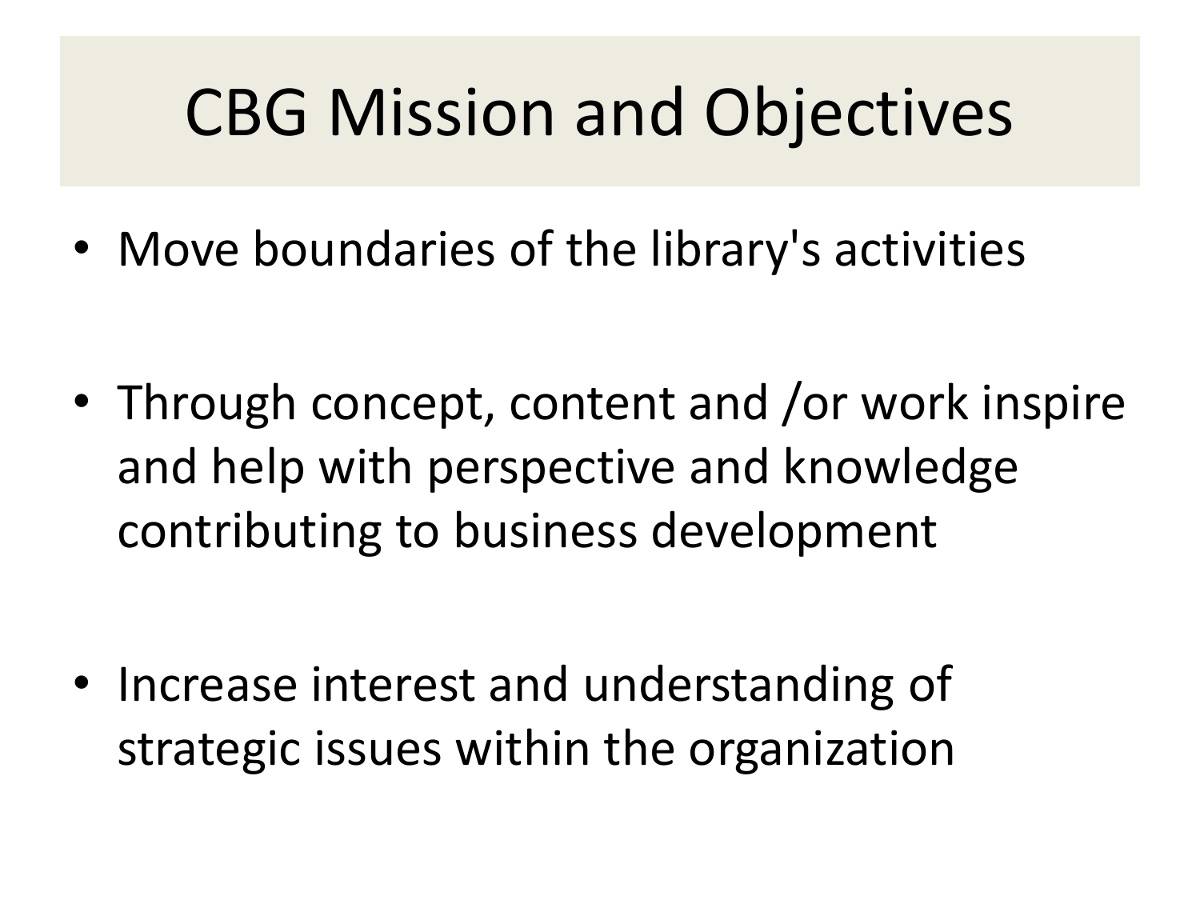# CBG Mission and Objectives

- Move boundaries of the library's activities
- Through concept, content and /or work inspire and help with perspective and knowledge contributing to business development
- Increase interest and understanding of strategic issues within the organization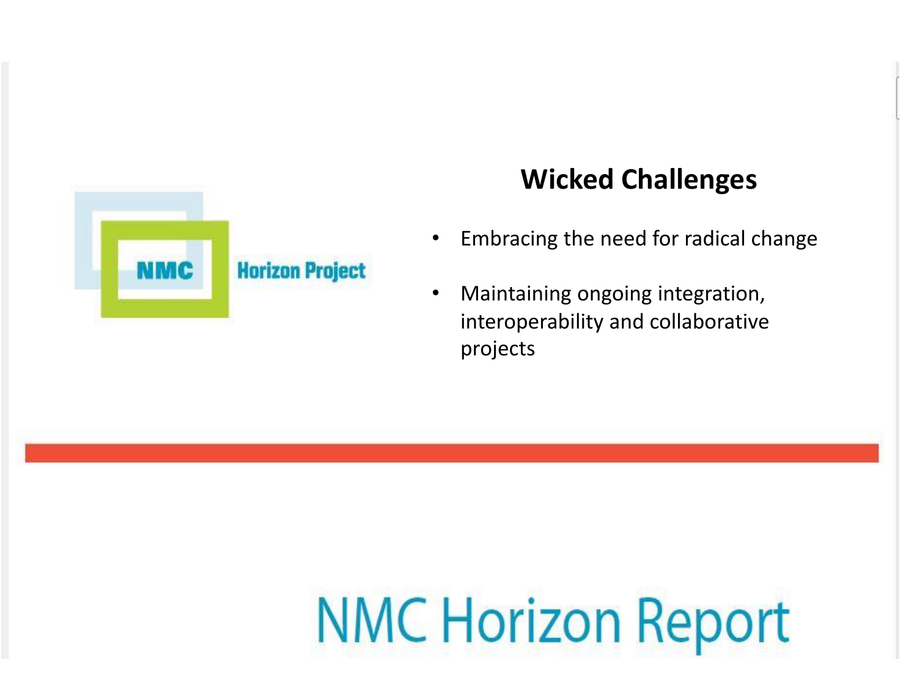NMC Horizon Project

## Wicked Challenges

- Embracing the need for radical change
- Maintaining ongoing integration, interoperability and collaborative projects

NMC Horizon Report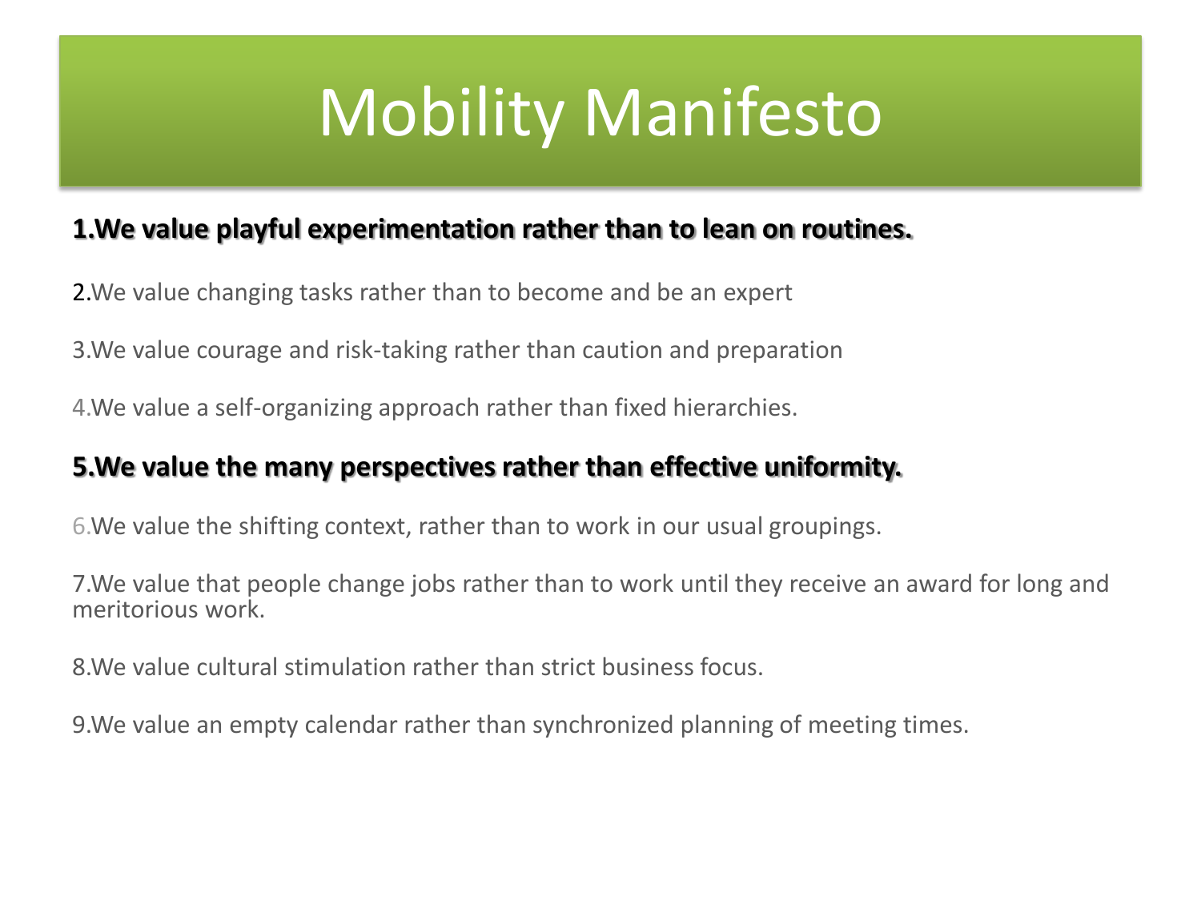# Mobility Manifesto

**1.We value playful experimentation rather than to lean on routines.**

2.We value changing tasks rather than to become and be an expert

3.We value courage and risk-taking rather than caution and preparation

4.We value a self-organizing approach rather than fixed hierarchies.

**5.We value the many perspectives rather than effective uniformity.**

6.We value the shifting context, rather than to work in our usual groupings.

7.We value that people change jobs rather than to work until they receive an award for long and meritorious work.

8.We value cultural stimulation rather than strict business focus.

9.We value an empty calendar rather than synchronized planning of meeting times.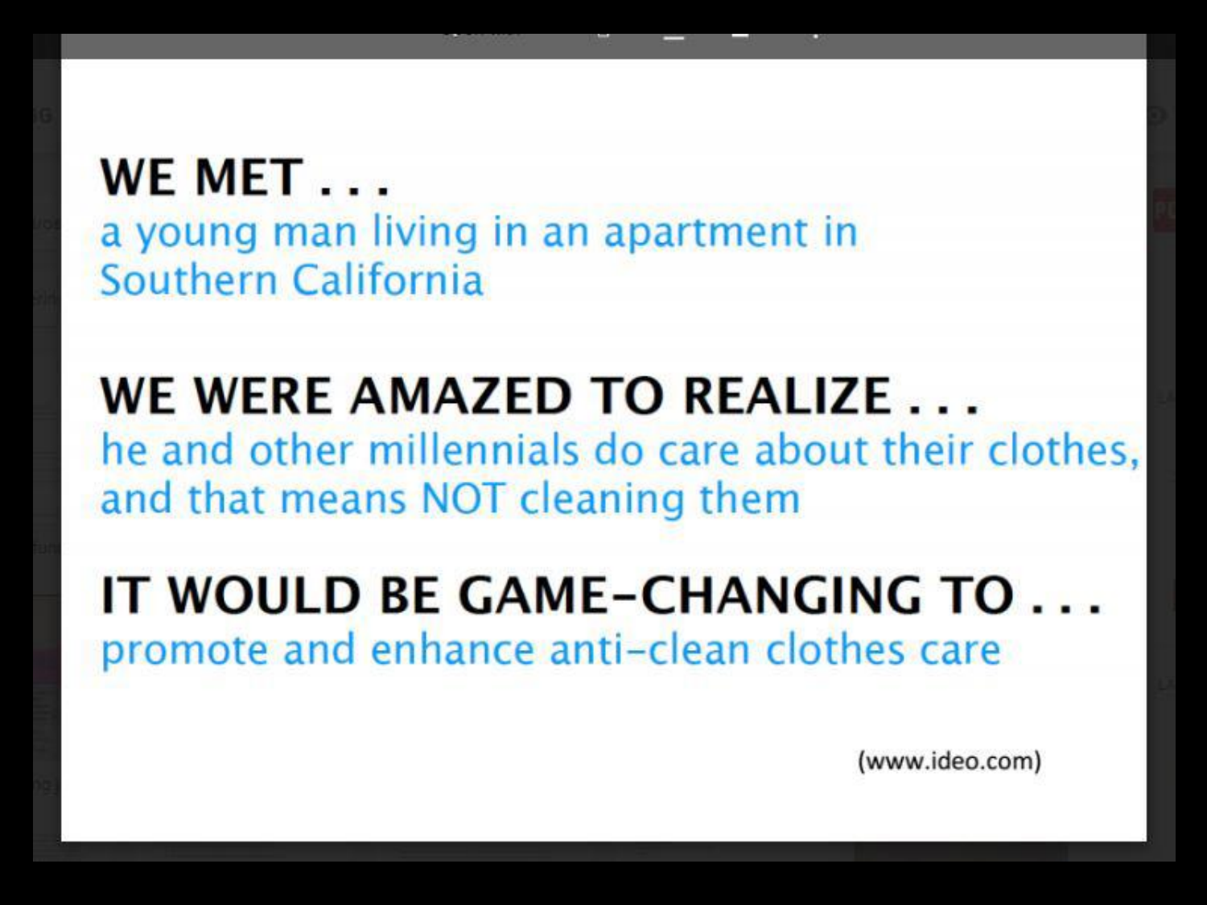**WE MET . . .**
a young man living in an apartment in Southern California

**WE WERE AMAZED TO REALIZE . . .**
he and other millennials do care about their clothes, and that means NOT cleaning them

**IT WOULD BE GAME-CHANGING TO . . .**
promote and enhance anti-clean clothes care

(www.ideo.com)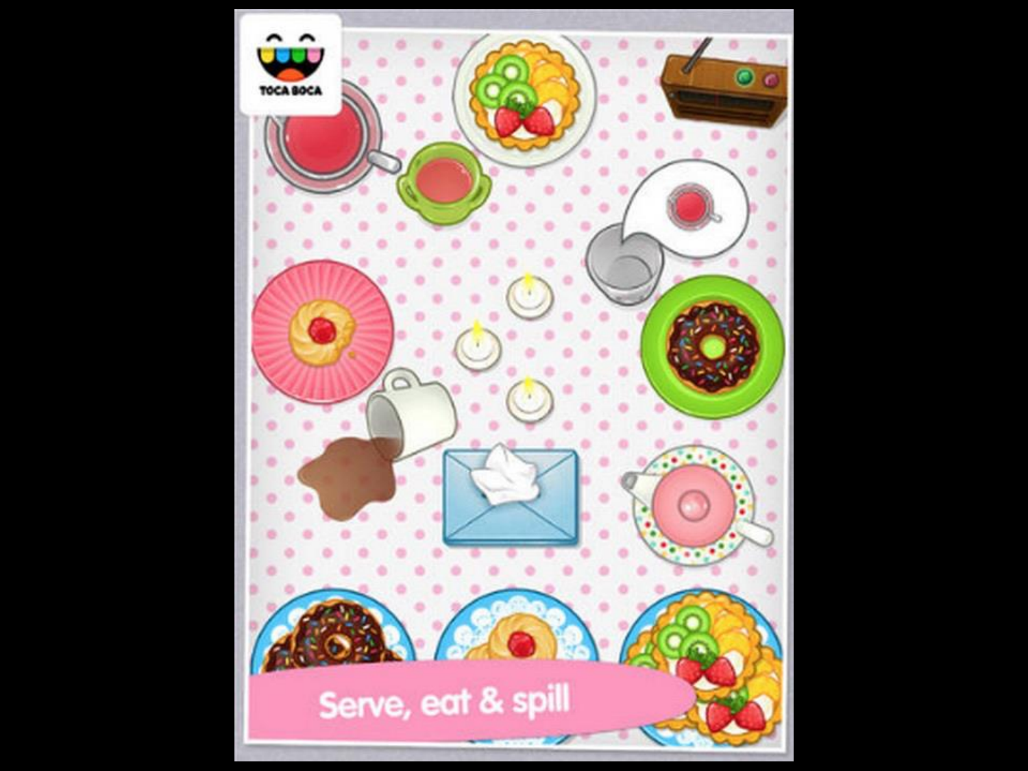TOCA BOCA

Serve, eat & spill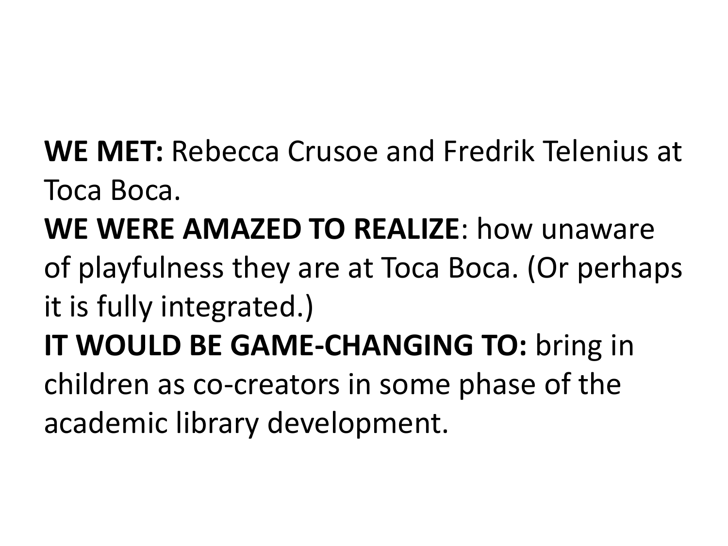**WE MET:** Rebecca Crusoe and Fredrik Telenius at Toca Boca.

**WE WERE AMAZED TO REALIZE**: how unaware of playfulness they are at Toca Boca. (Or perhaps it is fully integrated.)

**IT WOULD BE GAME-CHANGING TO:** bring in children as co-creators in some phase of the academic library development.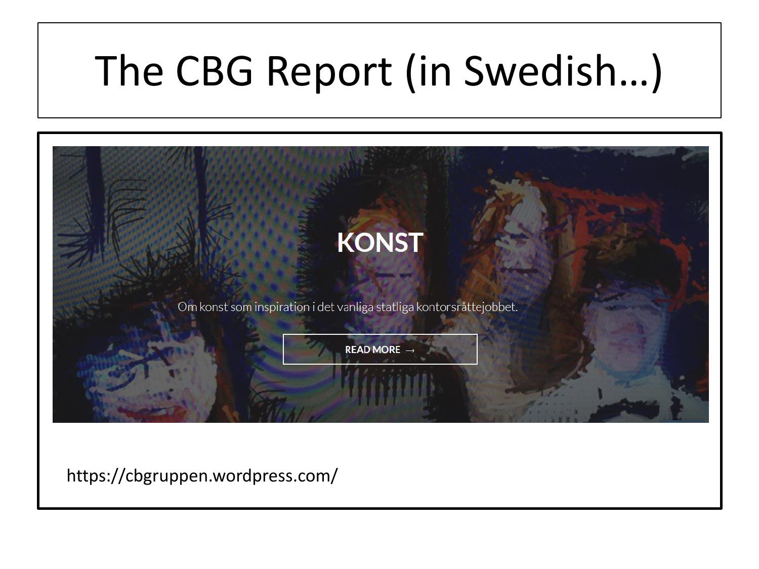# The CBG Report (in Swedish…)

KONST

Om konst som inspiration i det vanliga statliga kontorsråttejobbet.

READ MORE →

https://cbgruppen.wordpress.com/